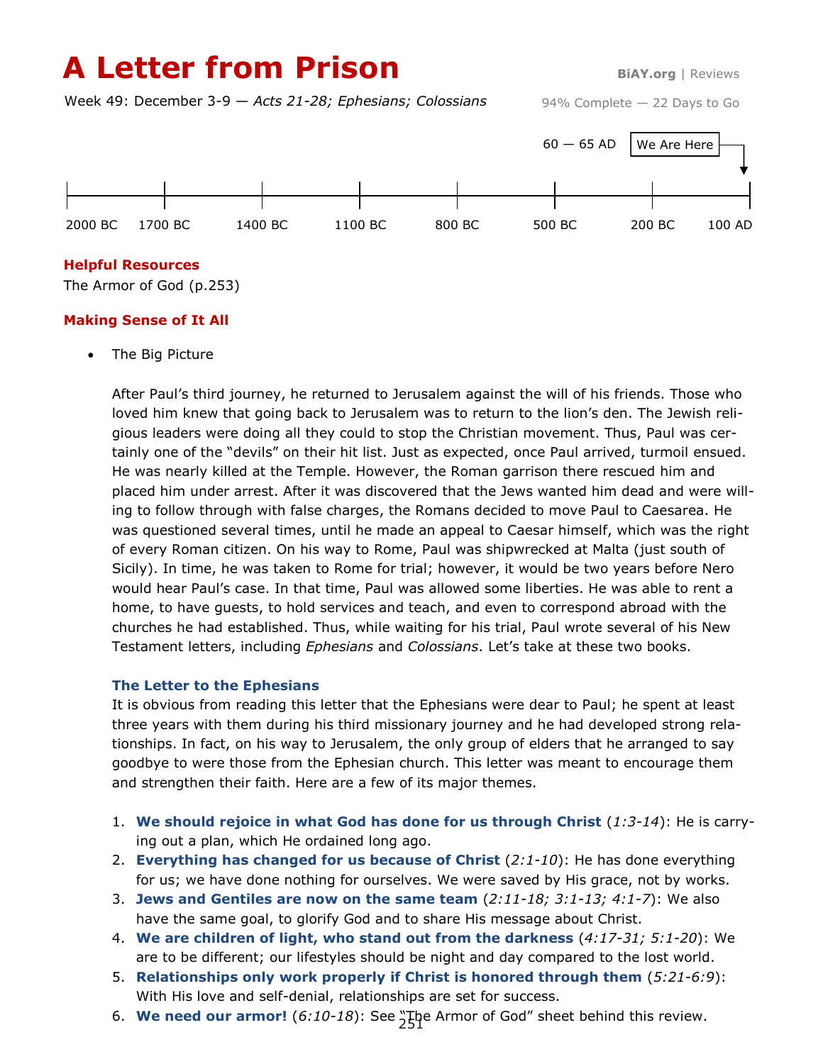# A Letter from Prison

**BiAY.org** | Reviews

Week 49: December 3-9 — *Acts 21-28; Ephesians; Colossians*

94% Complete — 22 Days to Go

60 — 65 AD | We Are Here

2000 BC | 1700 BC | 1400 BC | 1100 BC | 800 BC | 500 BC | 200 BC | 100 AD

## Helpful Resources

The Armor of God (p.253)

## Making Sense of It All

- The Big Picture

After Paul's third journey, he returned to Jerusalem against the will of his friends. Those who loved him knew that going back to Jerusalem was to return to the lion's den. The Jewish religious leaders were doing all they could to stop the Christian movement. Thus, Paul was certainly one of the "devils" on their hit list. Just as expected, once Paul arrived, turmoil ensued. He was nearly killed at the Temple. However, the Roman garrison there rescued him and placed him under arrest. After it was discovered that the Jews wanted him dead and were willing to follow through with false charges, the Romans decided to move Paul to Caesarea. He was questioned several times, until he made an appeal to Caesar himself, which was the right of every Roman citizen. On his way to Rome, Paul was shipwrecked at Malta (just south of Sicily). In time, he was taken to Rome for trial; however, it would be two years before Nero would hear Paul's case. In that time, Paul was allowed some liberties. He was able to rent a home, to have guests, to hold services and teach, and even to correspond abroad with the churches he had established. Thus, while waiting for his trial, Paul wrote several of his New Testament letters, including *Ephesians* and *Colossians*. Let's take at these two books.

### The Letter to the Ephesians

It is obvious from reading this letter that the Ephesians were dear to Paul; he spent at least three years with them during his third missionary journey and he had developed strong relationships. In fact, on his way to Jerusalem, the only group of elders that he arranged to say goodbye to were those from the Ephesian church. This letter was meant to encourage them and strengthen their faith. Here are a few of its major themes.

1. **We should rejoice in what God has done for us through Christ** (*1:3-14*): He is carrying out a plan, which He ordained long ago.
2. **Everything has changed for us because of Christ** (*2:1-10*): He has done everything for us; we have done nothing for ourselves. We were saved by His grace, not by works.
3. **Jews and Gentiles are now on the same team** (*2:11-18; 3:1-13; 4:1-7*): We also have the same goal, to glorify God and to share His message about Christ.
4. **We are children of light, who stand out from the darkness** (*4:17-31; 5:1-20*): We are to be different; our lifestyles should be night and day compared to the lost world.
5. **Relationships only work properly if Christ is honored through them** (*5:21-6:9*): With His love and self-denial, relationships are set for success.
6. **We need our armor!** (*6:10-18*): See "The Armor of God" sheet behind this review.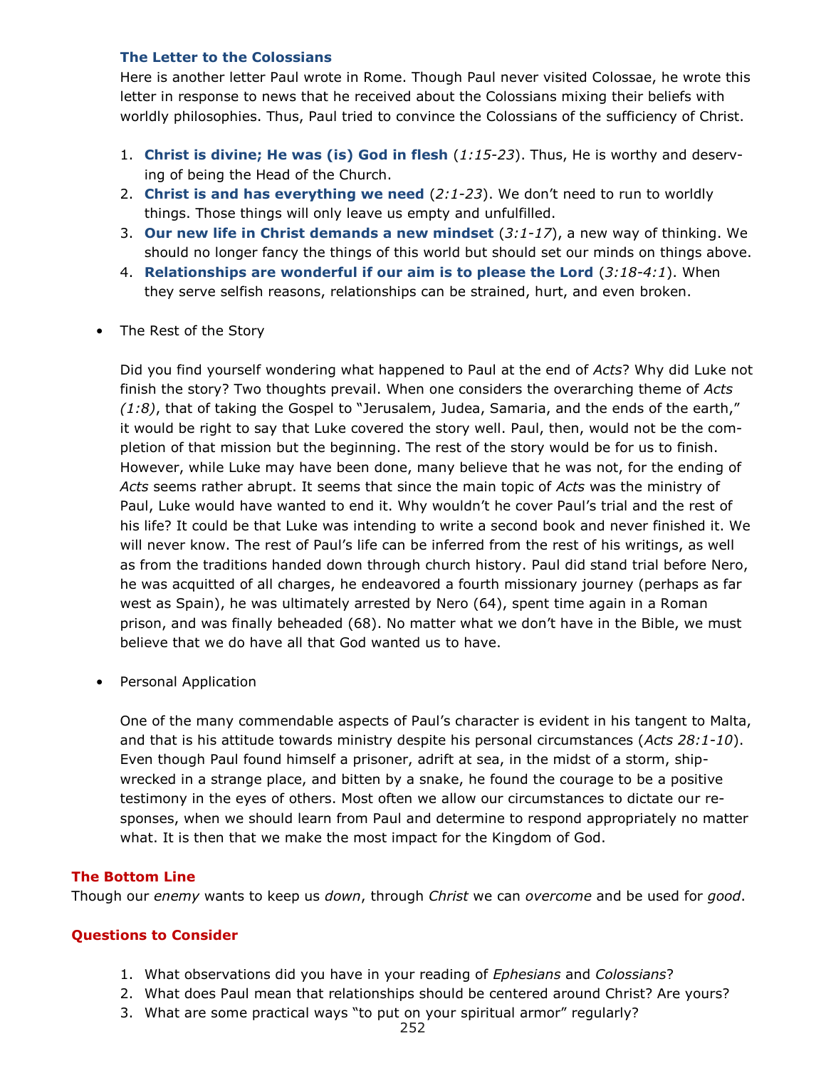### The Letter to the Colossians

Here is another letter Paul wrote in Rome. Though Paul never visited Colossae, he wrote this letter in response to news that he received about the Colossians mixing their beliefs with worldly philosophies. Thus, Paul tried to convince the Colossians of the sufficiency of Christ.

1. **Christ is divine; He was (is) God in flesh** (*1:15-23*). Thus, He is worthy and deserving of being the Head of the Church.
2. **Christ is and has everything we need** (*2:1-23*). We don't need to run to worldly things. Those things will only leave us empty and unfulfilled.
3. **Our new life in Christ demands a new mindset** (*3:1-17*), a new way of thinking. We should no longer fancy the things of this world but should set our minds on things above.
4. **Relationships are wonderful if our aim is to please the Lord** (*3:18-4:1*). When they serve selfish reasons, relationships can be strained, hurt, and even broken.

- The Rest of the Story

  Did you find yourself wondering what happened to Paul at the end of *Acts*? Why did Luke not finish the story? Two thoughts prevail. When one considers the overarching theme of *Acts (1:8)*, that of taking the Gospel to "Jerusalem, Judea, Samaria, and the ends of the earth," it would be right to say that Luke covered the story well. Paul, then, would not be the completion of that mission but the beginning. The rest of the story would be for us to finish. However, while Luke may have been done, many believe that he was not, for the ending of *Acts* seems rather abrupt. It seems that since the main topic of *Acts* was the ministry of Paul, Luke would have wanted to end it. Why wouldn't he cover Paul's trial and the rest of his life? It could be that Luke was intending to write a second book and never finished it. We will never know. The rest of Paul's life can be inferred from the rest of his writings, as well as from the traditions handed down through church history. Paul did stand trial before Nero, he was acquitted of all charges, he endeavored a fourth missionary journey (perhaps as far west as Spain), he was ultimately arrested by Nero (64), spent time again in a Roman prison, and was finally beheaded (68). No matter what we don't have in the Bible, we must believe that we do have all that God wanted us to have.

- Personal Application

  One of the many commendable aspects of Paul's character is evident in his tangent to Malta, and that is his attitude towards ministry despite his personal circumstances (*Acts 28:1-10*). Even though Paul found himself a prisoner, adrift at sea, in the midst of a storm, shipwrecked in a strange place, and bitten by a snake, he found the courage to be a positive testimony in the eyes of others. Most often we allow our circumstances to dictate our responses, when we should learn from Paul and determine to respond appropriately no matter what. It is then that we make the most impact for the Kingdom of God.

### The Bottom Line

Though our *enemy* wants to keep us *down*, through *Christ* we can *overcome* and be used for *good*.

### Questions to Consider

1. What observations did you have in your reading of *Ephesians* and *Colossians*?
2. What does Paul mean that relationships should be centered around Christ? Are yours?
3. What are some practical ways "to put on your spiritual armor" regularly?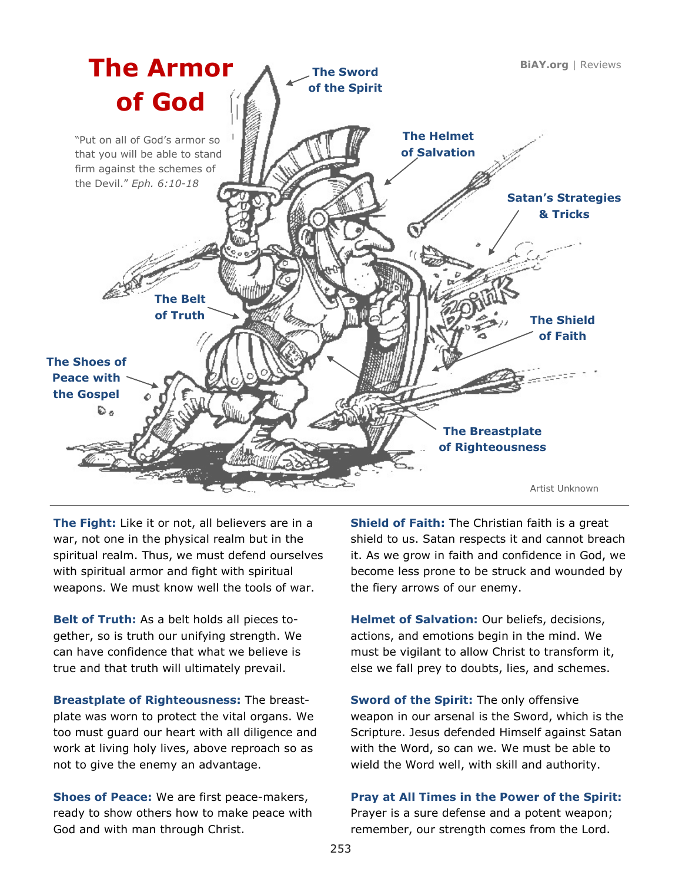# The Armor of God

"Put on all of God's armor so that you will be able to stand firm against the schemes of the Devil." *Eph. 6:10-18*

BiAY.org | Reviews

The Sword of the Spirit

The Helmet of Salvation

Satan's Strategies & Tricks

The Belt of Truth

The Shield of Faith

The Shoes of Peace with the Gospel

The Breastplate of Righteousness

Artist Unknown

---

**The Fight:** Like it or not, all believers are in a war, not one in the physical realm but in the spiritual realm. Thus, we must defend ourselves with spiritual armor and fight with spiritual weapons. We must know well the tools of war.

**Belt of Truth:** As a belt holds all pieces together, so is truth our unifying strength. We can have confidence that what we believe is true and that truth will ultimately prevail.

**Breastplate of Righteousness:** The breastplate was worn to protect the vital organs. We too must guard our heart with all diligence and work at living holy lives, above reproach so as not to give the enemy an advantage.

**Shoes of Peace:** We are first peace-makers, ready to show others how to make peace with God and with man through Christ.

**Shield of Faith:** The Christian faith is a great shield to us. Satan respects it and cannot breach it. As we grow in faith and confidence in God, we become less prone to be struck and wounded by the fiery arrows of our enemy.

**Helmet of Salvation:** Our beliefs, decisions, actions, and emotions begin in the mind. We must be vigilant to allow Christ to transform it, else we fall prey to doubts, lies, and schemes.

**Sword of the Spirit:** The only offensive weapon in our arsenal is the Sword, which is the Scripture. Jesus defended Himself against Satan with the Word, so can we. We must be able to wield the Word well, with skill and authority.

**Pray at All Times in the Power of the Spirit:** Prayer is a sure defense and a potent weapon; remember, our strength comes from the Lord.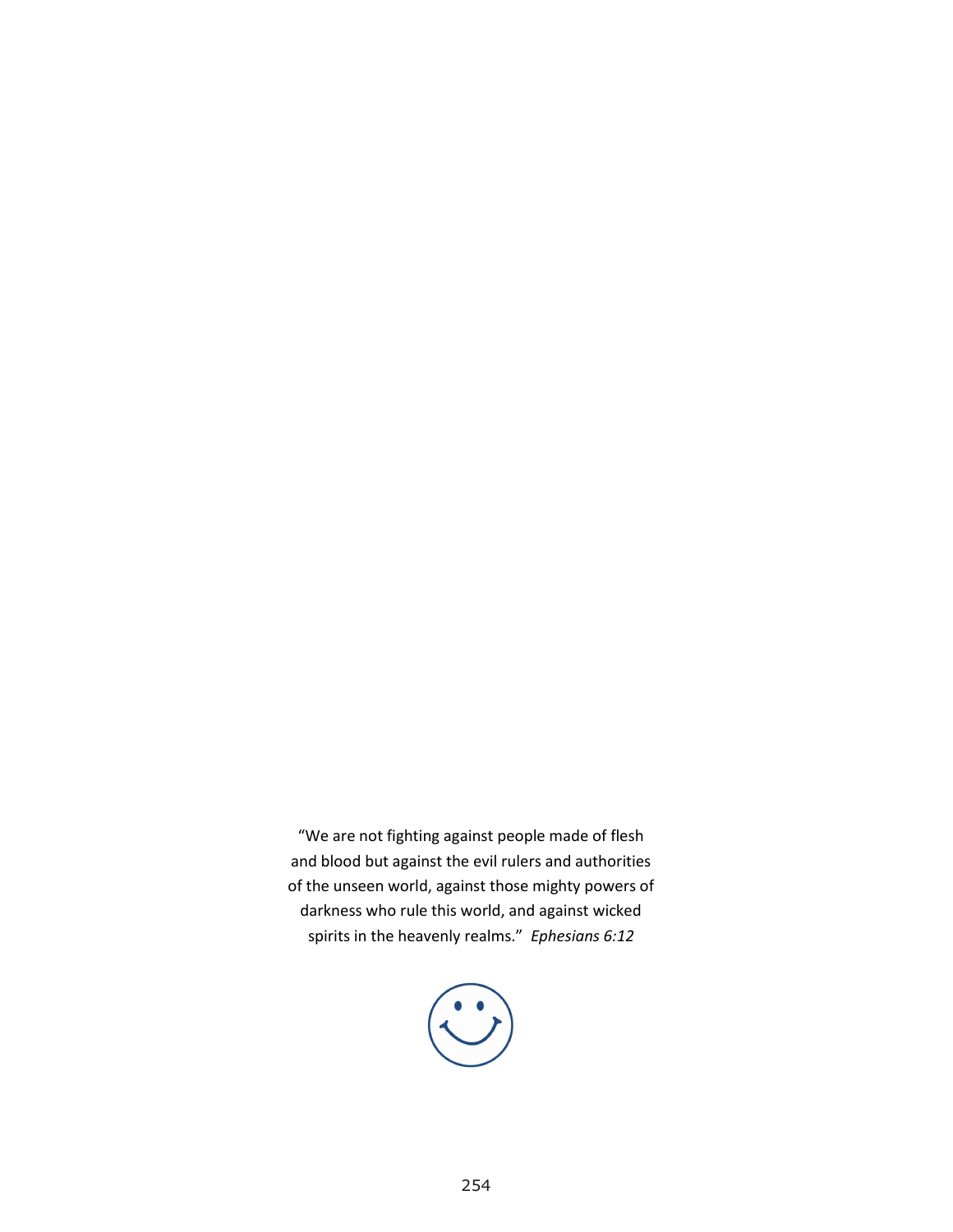"We are not fighting against people made of flesh and blood but against the evil rulers and authorities of the unseen world, against those mighty powers of darkness who rule this world, and against wicked spirits in the heavenly realms." *Ephesians 6:12*